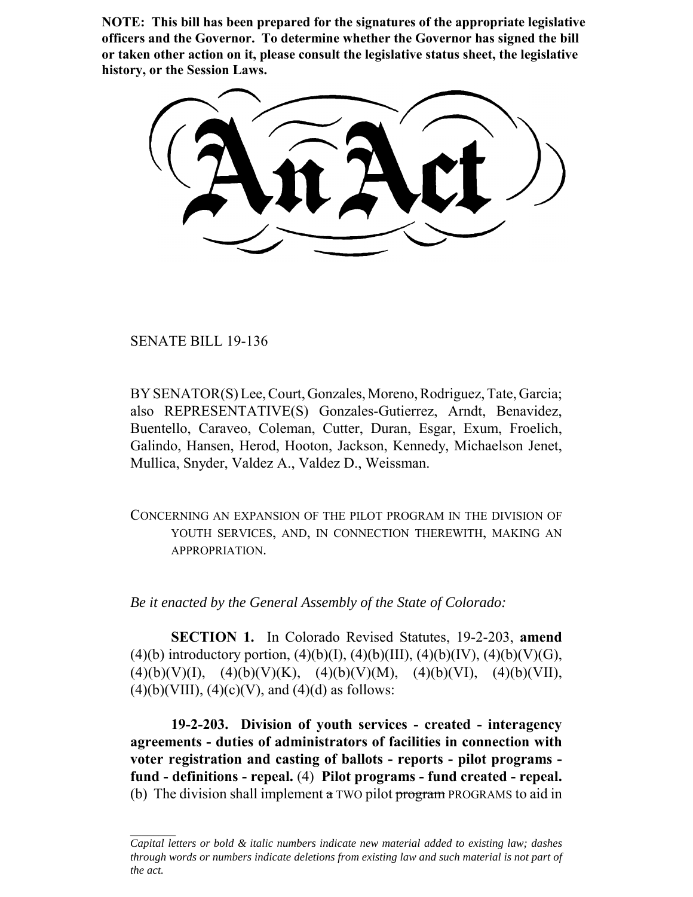**NOTE: This bill has been prepared for the signatures of the appropriate legislative officers and the Governor. To determine whether the Governor has signed the bill or taken other action on it, please consult the legislative status sheet, the legislative history, or the Session Laws.**

# An Act

SENATE BILL 19-136

BY SENATOR(S) Lee, Court, Gonzales, Moreno, Rodriguez, Tate, Garcia; also REPRESENTATIVE(S) Gonzales-Gutierrez, Arndt, Benavidez, Buentello, Caraveo, Coleman, Cutter, Duran, Esgar, Exum, Froelich, Galindo, Hansen, Herod, Hooton, Jackson, Kennedy, Michaelson Jenet, Mullica, Snyder, Valdez A., Valdez D., Weissman.

CONCERNING AN EXPANSION OF THE PILOT PROGRAM IN THE DIVISION OF YOUTH SERVICES, AND, IN CONNECTION THEREWITH, MAKING AN APPROPRIATION.

*Be it enacted by the General Assembly of the State of Colorado:*

**SECTION 1.** In Colorado Revised Statutes, 19-2-203, **amend** (4)(b) introductory portion, (4)(b)(I), (4)(b)(III), (4)(b)(IV), (4)(b)(V)(G), (4)(b)(V)(I), (4)(b)(V)(K), (4)(b)(V)(M), (4)(b)(VI), (4)(b)(VII), (4)(b)(VIII), (4)(c)(V), and (4)(d) as follows:

**19-2-203. Division of youth services - created - interagency agreements - duties of administrators of facilities in connection with voter registration and casting of ballots - reports - pilot programs - fund - definitions - repeal.** (4) **Pilot programs - fund created - repeal.** (b) The division shall implement ~~a~~ TWO pilot ~~program~~ PROGRAMS to aid in

*Capital letters or bold & italic numbers indicate new material added to existing law; dashes through words or numbers indicate deletions from existing law and such material is not part of the act.*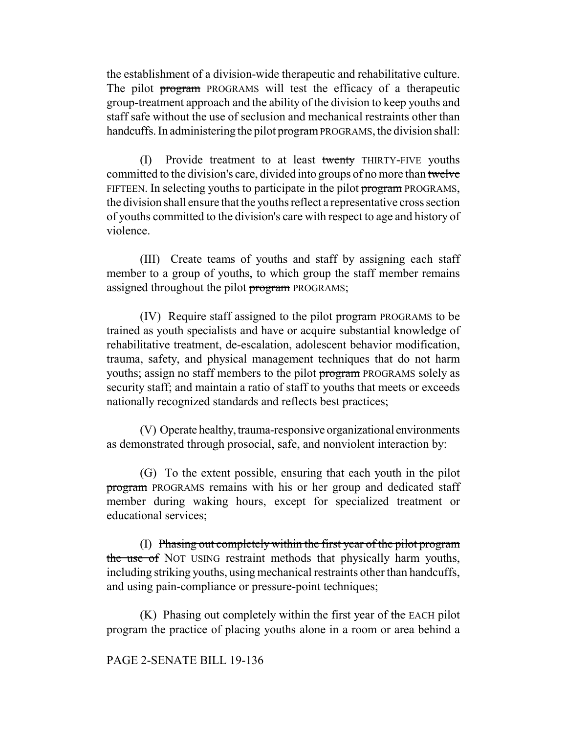the establishment of a division-wide therapeutic and rehabilitative culture. The pilot ~~program~~ PROGRAMS will test the efficacy of a therapeutic group-treatment approach and the ability of the division to keep youths and staff safe without the use of seclusion and mechanical restraints other than handcuffs. In administering the pilot ~~program~~ PROGRAMS, the division shall:

(I) Provide treatment to at least ~~twenty~~ THIRTY-FIVE youths committed to the division's care, divided into groups of no more than ~~twelve~~ FIFTEEN. In selecting youths to participate in the pilot ~~program~~ PROGRAMS, the division shall ensure that the youths reflect a representative cross section of youths committed to the division's care with respect to age and history of violence.

(III) Create teams of youths and staff by assigning each staff member to a group of youths, to which group the staff member remains assigned throughout the pilot ~~program~~ PROGRAMS;

(IV) Require staff assigned to the pilot ~~program~~ PROGRAMS to be trained as youth specialists and have or acquire substantial knowledge of rehabilitative treatment, de-escalation, adolescent behavior modification, trauma, safety, and physical management techniques that do not harm youths; assign no staff members to the pilot ~~program~~ PROGRAMS solely as security staff; and maintain a ratio of staff to youths that meets or exceeds nationally recognized standards and reflects best practices;

(V) Operate healthy, trauma-responsive organizational environments as demonstrated through prosocial, safe, and nonviolent interaction by:

(G) To the extent possible, ensuring that each youth in the pilot ~~program~~ PROGRAMS remains with his or her group and dedicated staff member during waking hours, except for specialized treatment or educational services;

(I) ~~Phasing out completely within the first year of the pilot program the use of~~ NOT USING restraint methods that physically harm youths, including striking youths, using mechanical restraints other than handcuffs, and using pain-compliance or pressure-point techniques;

(K) Phasing out completely within the first year of ~~the~~ EACH pilot program the practice of placing youths alone in a room or area behind a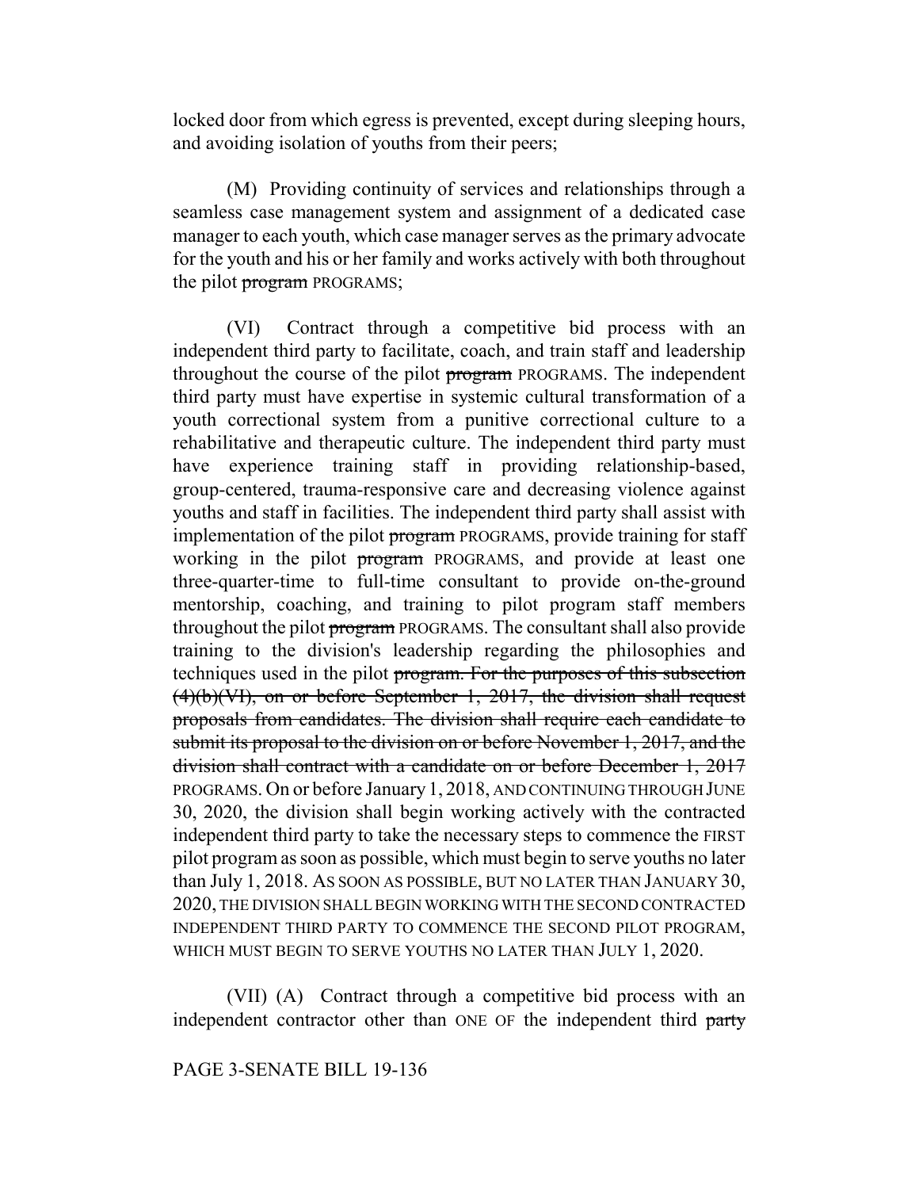locked door from which egress is prevented, except during sleeping hours, and avoiding isolation of youths from their peers;

(M) Providing continuity of services and relationships through a seamless case management system and assignment of a dedicated case manager to each youth, which case manager serves as the primary advocate for the youth and his or her family and works actively with both throughout the pilot ~~program~~ PROGRAMS;

(VI) Contract through a competitive bid process with an independent third party to facilitate, coach, and train staff and leadership throughout the course of the pilot ~~program~~ PROGRAMS. The independent third party must have expertise in systemic cultural transformation of a youth correctional system from a punitive correctional culture to a rehabilitative and therapeutic culture. The independent third party must have experience training staff in providing relationship-based, group-centered, trauma-responsive care and decreasing violence against youths and staff in facilities. The independent third party shall assist with implementation of the pilot ~~program~~ PROGRAMS, provide training for staff working in the pilot ~~program~~ PROGRAMS, and provide at least one three-quarter-time to full-time consultant to provide on-the-ground mentorship, coaching, and training to pilot program staff members throughout the pilot ~~program~~ PROGRAMS. The consultant shall also provide training to the division's leadership regarding the philosophies and techniques used in the pilot ~~program. For the purposes of this subsection (4)(b)(VI), on or before September 1, 2017, the division shall request proposals from candidates. The division shall require each candidate to submit its proposal to the division on or before November 1, 2017, and the division shall contract with a candidate on or before December 1, 2017~~ PROGRAMS. On or before January 1, 2018, AND CONTINUING THROUGH JUNE 30, 2020, the division shall begin working actively with the contracted independent third party to take the necessary steps to commence the FIRST pilot program as soon as possible, which must begin to serve youths no later than July 1, 2018. AS SOON AS POSSIBLE, BUT NO LATER THAN JANUARY 30, 2020, THE DIVISION SHALL BEGIN WORKING WITH THE SECOND CONTRACTED INDEPENDENT THIRD PARTY TO COMMENCE THE SECOND PILOT PROGRAM, WHICH MUST BEGIN TO SERVE YOUTHS NO LATER THAN JULY 1, 2020.

(VII) (A) Contract through a competitive bid process with an independent contractor other than ONE OF the independent third ~~party~~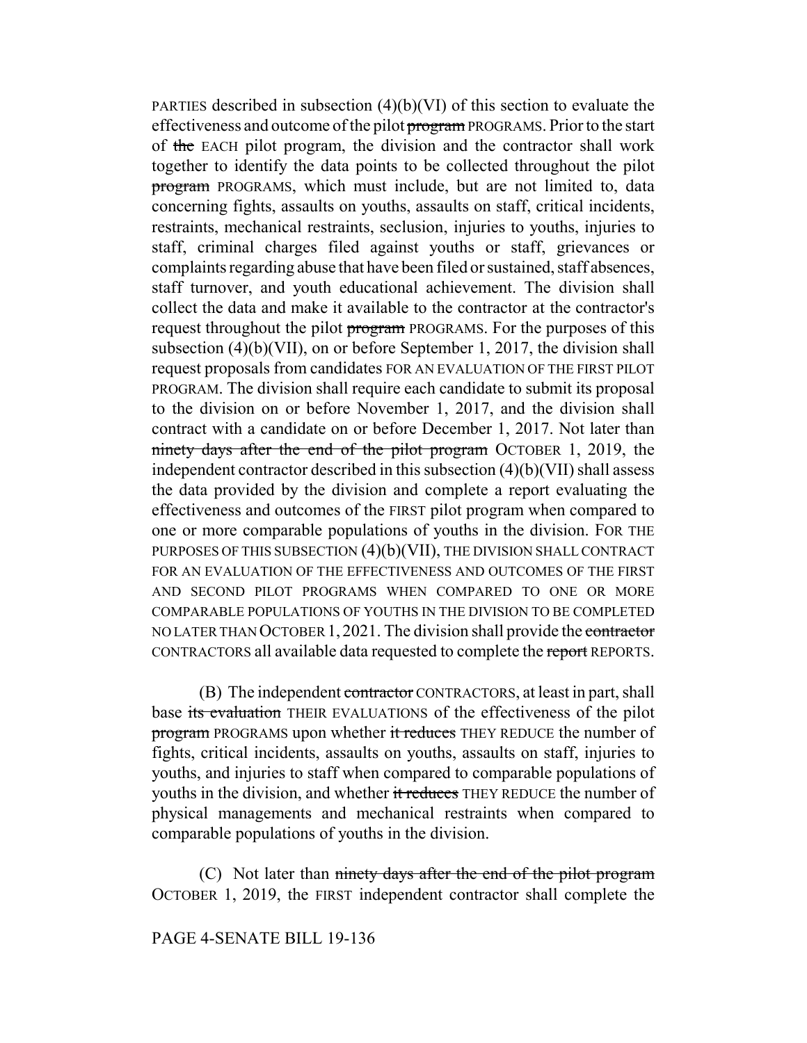PARTIES described in subsection (4)(b)(VI) of this section to evaluate the effectiveness and outcome of the pilot ~~program~~ PROGRAMS. Prior to the start of ~~the~~ EACH pilot program, the division and the contractor shall work together to identify the data points to be collected throughout the pilot ~~program~~ PROGRAMS, which must include, but are not limited to, data concerning fights, assaults on youths, assaults on staff, critical incidents, restraints, mechanical restraints, seclusion, injuries to youths, injuries to staff, criminal charges filed against youths or staff, grievances or complaints regarding abuse that have been filed or sustained, staff absences, staff turnover, and youth educational achievement. The division shall collect the data and make it available to the contractor at the contractor's request throughout the pilot ~~program~~ PROGRAMS. For the purposes of this subsection (4)(b)(VII), on or before September 1, 2017, the division shall request proposals from candidates FOR AN EVALUATION OF THE FIRST PILOT PROGRAM. The division shall require each candidate to submit its proposal to the division on or before November 1, 2017, and the division shall contract with a candidate on or before December 1, 2017. Not later than ~~ninety days after the end of the pilot program~~ OCTOBER 1, 2019, the independent contractor described in this subsection (4)(b)(VII) shall assess the data provided by the division and complete a report evaluating the effectiveness and outcomes of the FIRST pilot program when compared to one or more comparable populations of youths in the division. FOR THE PURPOSES OF THIS SUBSECTION (4)(b)(VII), THE DIVISION SHALL CONTRACT FOR AN EVALUATION OF THE EFFECTIVENESS AND OUTCOMES OF THE FIRST AND SECOND PILOT PROGRAMS WHEN COMPARED TO ONE OR MORE COMPARABLE POPULATIONS OF YOUTHS IN THE DIVISION TO BE COMPLETED NO LATER THAN OCTOBER 1, 2021. The division shall provide the ~~contractor~~ CONTRACTORS all available data requested to complete the ~~report~~ REPORTS.

(B) The independent ~~contractor~~ CONTRACTORS, at least in part, shall base ~~its evaluation~~ THEIR EVALUATIONS of the effectiveness of the pilot ~~program~~ PROGRAMS upon whether ~~it reduces~~ THEY REDUCE the number of fights, critical incidents, assaults on youths, assaults on staff, injuries to youths, and injuries to staff when compared to comparable populations of youths in the division, and whether ~~it reduces~~ THEY REDUCE the number of physical managements and mechanical restraints when compared to comparable populations of youths in the division.

(C) Not later than ~~ninety days after the end of the pilot program~~ OCTOBER 1, 2019, the FIRST independent contractor shall complete the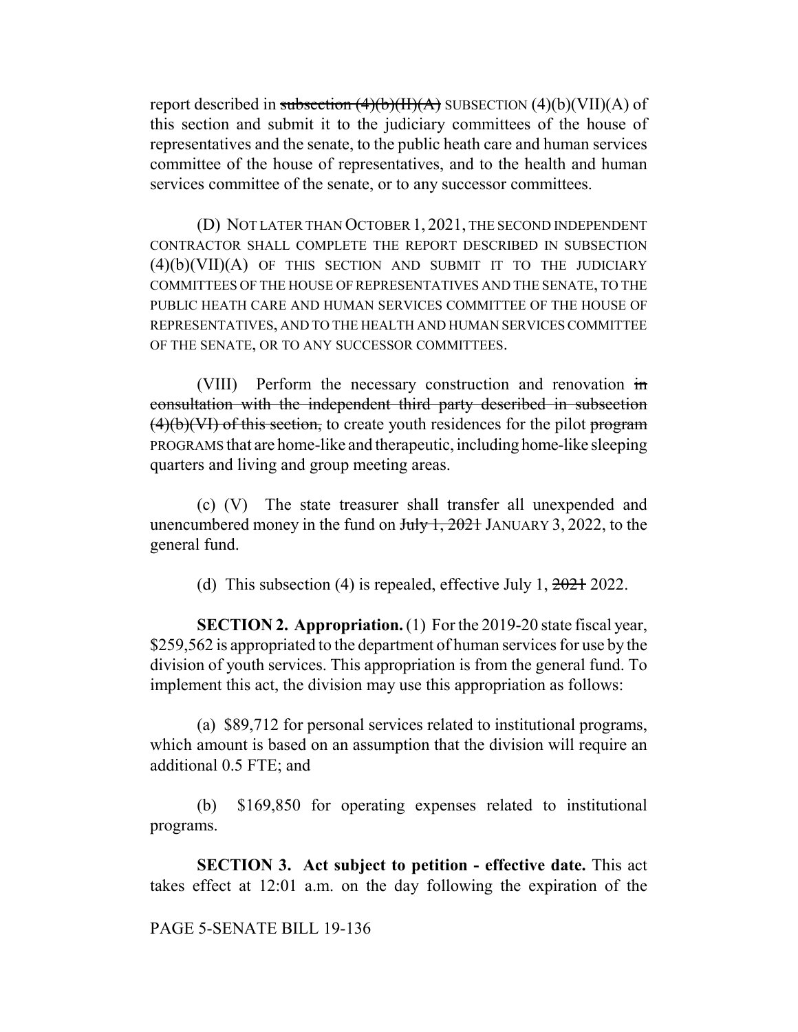report described in ~~subsection (4)(b)(II)(A)~~ SUBSECTION (4)(b)(VII)(A) of this section and submit it to the judiciary committees of the house of representatives and the senate, to the public heath care and human services committee of the house of representatives, and to the health and human services committee of the senate, or to any successor committees.

(D) NOT LATER THAN OCTOBER 1, 2021, THE SECOND INDEPENDENT CONTRACTOR SHALL COMPLETE THE REPORT DESCRIBED IN SUBSECTION (4)(b)(VII)(A) OF THIS SECTION AND SUBMIT IT TO THE JUDICIARY COMMITTEES OF THE HOUSE OF REPRESENTATIVES AND THE SENATE, TO THE PUBLIC HEATH CARE AND HUMAN SERVICES COMMITTEE OF THE HOUSE OF REPRESENTATIVES, AND TO THE HEALTH AND HUMAN SERVICES COMMITTEE OF THE SENATE, OR TO ANY SUCCESSOR COMMITTEES.

(VIII) Perform the necessary construction and renovation ~~in consultation with the independent third party described in subsection (4)(b)(VI) of this section,~~ to create youth residences for the pilot ~~program~~ PROGRAMS that are home-like and therapeutic, including home-like sleeping quarters and living and group meeting areas.

(c) (V) The state treasurer shall transfer all unexpended and unencumbered money in the fund on ~~July 1, 2021~~ JANUARY 3, 2022, to the general fund.

(d) This subsection (4) is repealed, effective July 1, ~~2021~~ 2022.

**SECTION 2. Appropriation.** (1) For the 2019-20 state fiscal year, $259,562 is appropriated to the department of human services for use by the division of youth services. This appropriation is from the general fund. To implement this act, the division may use this appropriation as follows:

(a) $89,712 for personal services related to institutional programs, which amount is based on an assumption that the division will require an additional 0.5 FTE; and

(b) $169,850 for operating expenses related to institutional programs.

**SECTION 3. Act subject to petition - effective date.** This act takes effect at 12:01 a.m. on the day following the expiration of the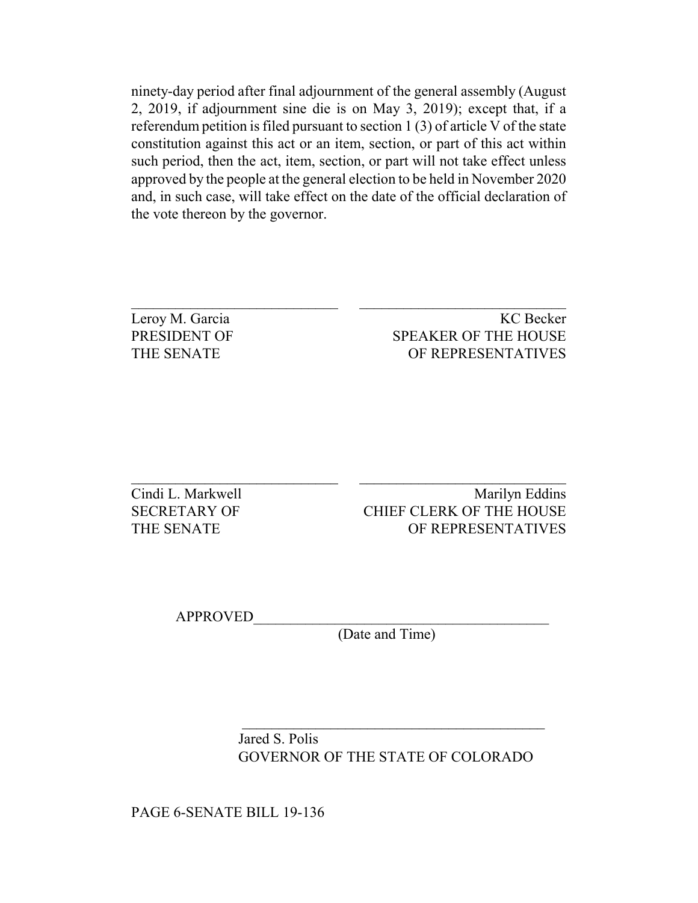ninety-day period after final adjournment of the general assembly (August 2, 2019, if adjournment sine die is on May 3, 2019); except that, if a referendum petition is filed pursuant to section 1 (3) of article V of the state constitution against this act or an item, section, or part of this act within such period, then the act, item, section, or part will not take effect unless approved by the people at the general election to be held in November 2020 and, in such case, will take effect on the date of the official declaration of the vote thereon by the governor.

____________________________
Leroy M. Garcia
PRESIDENT OF
THE SENATE

____________________________
KC Becker
SPEAKER OF THE HOUSE
OF REPRESENTATIVES

____________________________
Cindi L. Markwell
SECRETARY OF
THE SENATE

____________________________
Marilyn Eddins
CHIEF CLERK OF THE HOUSE
OF REPRESENTATIVES

APPROVED________________________________________
(Date and Time)

_________________________________________
Jared S. Polis
GOVERNOR OF THE STATE OF COLORADO

PAGE 6-SENATE BILL 19-136